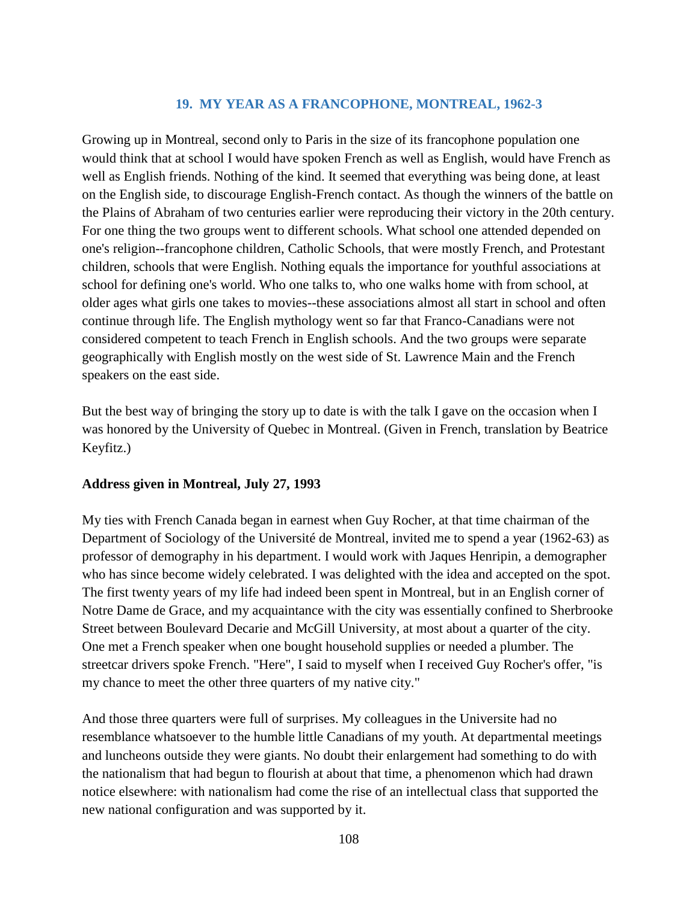## 19. MY YEAR AS A FRANCOPHONE, MONTREAL, 1962-3

Growing up in Montreal, second only to Paris in the size of its francophone population one would think that at school I would have spoken French as well as English, would have French as well as English friends. Nothing of the kind. It seemed that everything was being done, at least on the English side, to discourage English-French contact. As though the winners of the battle on the Plains of Abraham of two centuries earlier were reproducing their victory in the 20th century. For one thing the two groups went to different schools. What school one attended depended on one's religion--francophone children, Catholic Schools, that were mostly French, and Protestant children, schools that were English. Nothing equals the importance for youthful associations at school for defining one's world. Who one talks to, who one walks home with from school, at older ages what girls one takes to movies--these associations almost all start in school and often continue through life. The English mythology went so far that Franco-Canadians were not considered competent to teach French in English schools. And the two groups were separate geographically with English mostly on the west side of St. Lawrence Main and the French speakers on the east side.

But the best way of bringing the story up to date is with the talk I gave on the occasion when I was honored by the University of Quebec in Montreal. (Given in French, translation by Beatrice Keyfitz.)

**Address given in Montreal, July 27, 1993**

My ties with French Canada began in earnest when Guy Rocher, at that time chairman of the Department of Sociology of the Université de Montreal, invited me to spend a year (1962-63) as professor of demography in his department. I would work with Jaques Henripin, a demographer who has since become widely celebrated. I was delighted with the idea and accepted on the spot. The first twenty years of my life had indeed been spent in Montreal, but in an English corner of Notre Dame de Grace, and my acquaintance with the city was essentially confined to Sherbrooke Street between Boulevard Decarie and McGill University, at most about a quarter of the city. One met a French speaker when one bought household supplies or needed a plumber. The streetcar drivers spoke French. "Here", I said to myself when I received Guy Rocher's offer, "is my chance to meet the other three quarters of my native city."

And those three quarters were full of surprises. My colleagues in the Universite had no resemblance whatsoever to the humble little Canadians of my youth. At departmental meetings and luncheons outside they were giants. No doubt their enlargement had something to do with the nationalism that had begun to flourish at about that time, a phenomenon which had drawn notice elsewhere: with nationalism had come the rise of an intellectual class that supported the new national configuration and was supported by it.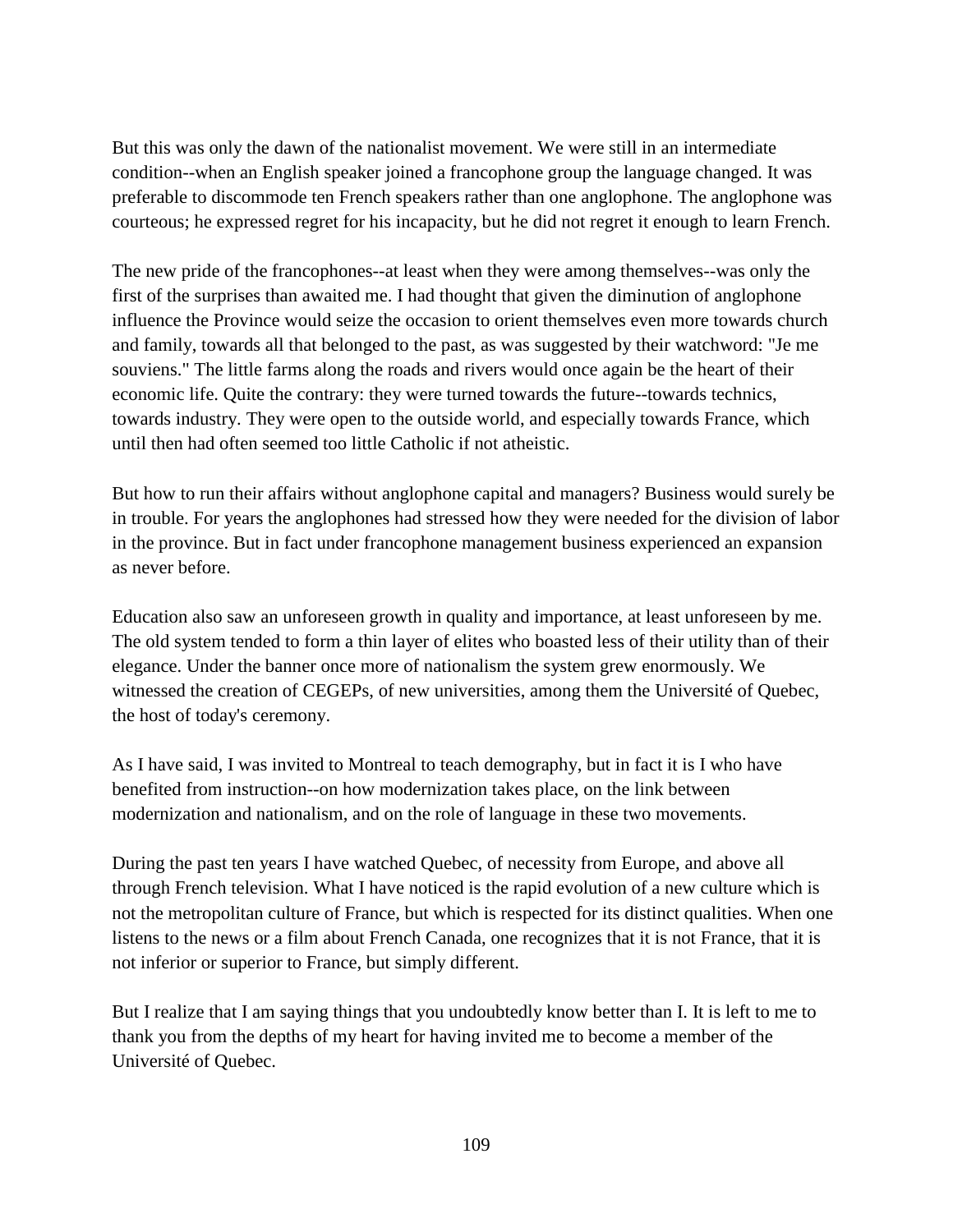But this was only the dawn of the nationalist movement. We were still in an intermediate condition--when an English speaker joined a francophone group the language changed. It was preferable to discommode ten French speakers rather than one anglophone. The anglophone was courteous; he expressed regret for his incapacity, but he did not regret it enough to learn French.

The new pride of the francophones--at least when they were among themselves--was only the first of the surprises than awaited me. I had thought that given the diminution of anglophone influence the Province would seize the occasion to orient themselves even more towards church and family, towards all that belonged to the past, as was suggested by their watchword: "Je me souviens." The little farms along the roads and rivers would once again be the heart of their economic life. Quite the contrary: they were turned towards the future--towards technics, towards industry. They were open to the outside world, and especially towards France, which until then had often seemed too little Catholic if not atheistic.

But how to run their affairs without anglophone capital and managers? Business would surely be in trouble. For years the anglophones had stressed how they were needed for the division of labor in the province. But in fact under francophone management business experienced an expansion as never before.

Education also saw an unforeseen growth in quality and importance, at least unforeseen by me. The old system tended to form a thin layer of elites who boasted less of their utility than of their elegance. Under the banner once more of nationalism the system grew enormously. We witnessed the creation of CEGEPs, of new universities, among them the Université of Quebec, the host of today's ceremony.

As I have said, I was invited to Montreal to teach demography, but in fact it is I who have benefited from instruction--on how modernization takes place, on the link between modernization and nationalism, and on the role of language in these two movements.

During the past ten years I have watched Quebec, of necessity from Europe, and above all through French television. What I have noticed is the rapid evolution of a new culture which is not the metropolitan culture of France, but which is respected for its distinct qualities. When one listens to the news or a film about French Canada, one recognizes that it is not France, that it is not inferior or superior to France, but simply different.

But I realize that I am saying things that you undoubtedly know better than I. It is left to me to thank you from the depths of my heart for having invited me to become a member of the Université of Quebec.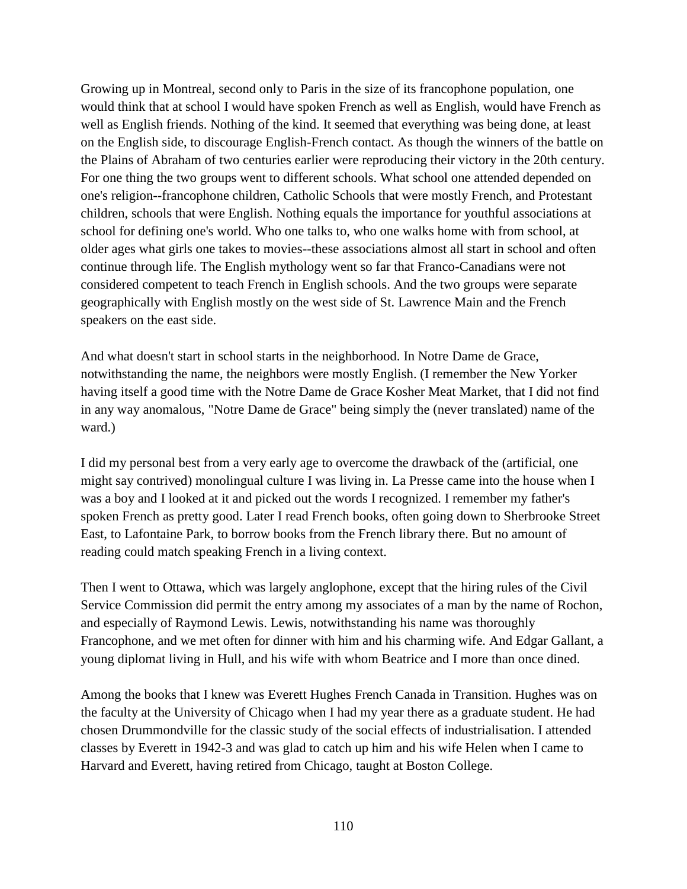Growing up in Montreal, second only to Paris in the size of its francophone population, one would think that at school I would have spoken French as well as English, would have French as well as English friends. Nothing of the kind. It seemed that everything was being done, at least on the English side, to discourage English-French contact. As though the winners of the battle on the Plains of Abraham of two centuries earlier were reproducing their victory in the 20th century. For one thing the two groups went to different schools. What school one attended depended on one's religion--francophone children, Catholic Schools that were mostly French, and Protestant children, schools that were English. Nothing equals the importance for youthful associations at school for defining one's world. Who one talks to, who one walks home with from school, at older ages what girls one takes to movies--these associations almost all start in school and often continue through life. The English mythology went so far that Franco-Canadians were not considered competent to teach French in English schools. And the two groups were separate geographically with English mostly on the west side of St. Lawrence Main and the French speakers on the east side.

And what doesn't start in school starts in the neighborhood. In Notre Dame de Grace, notwithstanding the name, the neighbors were mostly English. (I remember the New Yorker having itself a good time with the Notre Dame de Grace Kosher Meat Market, that I did not find in any way anomalous, "Notre Dame de Grace" being simply the (never translated) name of the ward.)

I did my personal best from a very early age to overcome the drawback of the (artificial, one might say contrived) monolingual culture I was living in. La Presse came into the house when I was a boy and I looked at it and picked out the words I recognized. I remember my father's spoken French as pretty good. Later I read French books, often going down to Sherbrooke Street East, to Lafontaine Park, to borrow books from the French library there. But no amount of reading could match speaking French in a living context.

Then I went to Ottawa, which was largely anglophone, except that the hiring rules of the Civil Service Commission did permit the entry among my associates of a man by the name of Rochon, and especially of Raymond Lewis. Lewis, notwithstanding his name was thoroughly Francophone, and we met often for dinner with him and his charming wife. And Edgar Gallant, a young diplomat living in Hull, and his wife with whom Beatrice and I more than once dined.

Among the books that I knew was Everett Hughes French Canada in Transition. Hughes was on the faculty at the University of Chicago when I had my year there as a graduate student. He had chosen Drummondville for the classic study of the social effects of industrialisation. I attended classes by Everett in 1942-3 and was glad to catch up him and his wife Helen when I came to Harvard and Everett, having retired from Chicago, taught at Boston College.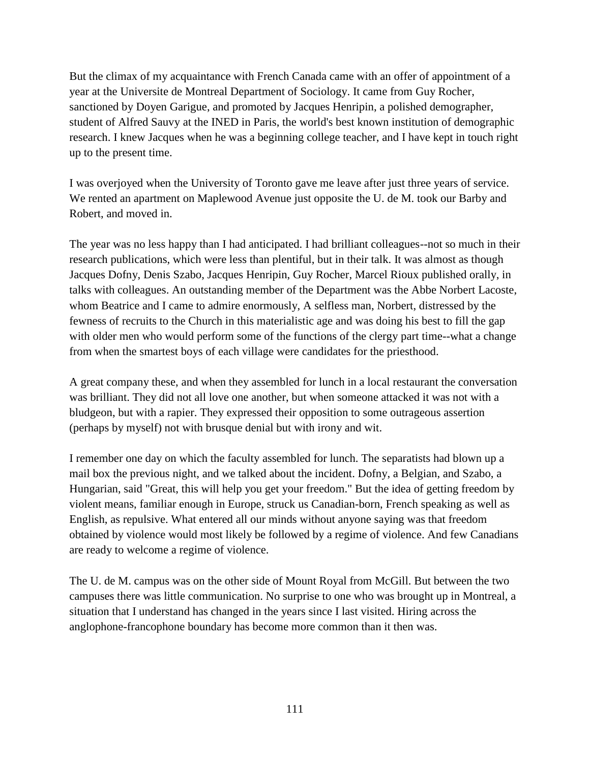But the climax of my acquaintance with French Canada came with an offer of appointment of a year at the Universite de Montreal Department of Sociology. It came from Guy Rocher, sanctioned by Doyen Garigue, and promoted by Jacques Henripin, a polished demographer, student of Alfred Sauvy at the INED in Paris, the world's best known institution of demographic research. I knew Jacques when he was a beginning college teacher, and I have kept in touch right up to the present time.

I was overjoyed when the University of Toronto gave me leave after just three years of service. We rented an apartment on Maplewood Avenue just opposite the U. de M. took our Barby and Robert, and moved in.

The year was no less happy than I had anticipated. I had brilliant colleagues--not so much in their research publications, which were less than plentiful, but in their talk. It was almost as though Jacques Dofny, Denis Szabo, Jacques Henripin, Guy Rocher, Marcel Rioux published orally, in talks with colleagues. An outstanding member of the Department was the Abbe Norbert Lacoste, whom Beatrice and I came to admire enormously, A selfless man, Norbert, distressed by the fewness of recruits to the Church in this materialistic age and was doing his best to fill the gap with older men who would perform some of the functions of the clergy part time--what a change from when the smartest boys of each village were candidates for the priesthood.

A great company these, and when they assembled for lunch in a local restaurant the conversation was brilliant. They did not all love one another, but when someone attacked it was not with a bludgeon, but with a rapier. They expressed their opposition to some outrageous assertion (perhaps by myself) not with brusque denial but with irony and wit.

I remember one day on which the faculty assembled for lunch. The separatists had blown up a mail box the previous night, and we talked about the incident. Dofny, a Belgian, and Szabo, a Hungarian, said "Great, this will help you get your freedom." But the idea of getting freedom by violent means, familiar enough in Europe, struck us Canadian-born, French speaking as well as English, as repulsive. What entered all our minds without anyone saying was that freedom obtained by violence would most likely be followed by a regime of violence. And few Canadians are ready to welcome a regime of violence.

The U. de M. campus was on the other side of Mount Royal from McGill. But between the two campuses there was little communication. No surprise to one who was brought up in Montreal, a situation that I understand has changed in the years since I last visited. Hiring across the anglophone-francophone boundary has become more common than it then was.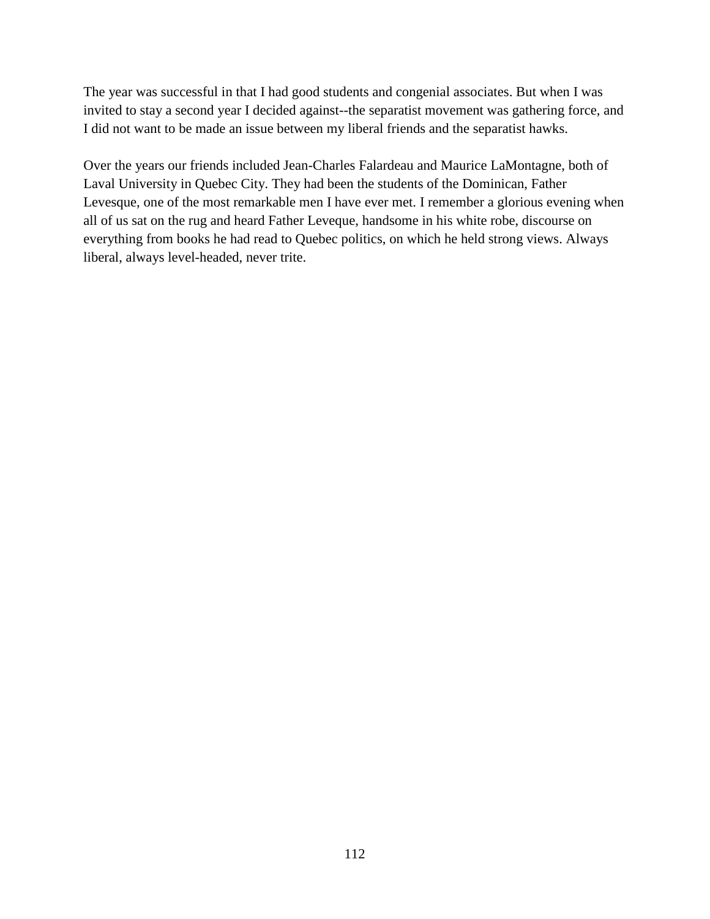The year was successful in that I had good students and congenial associates. But when I was invited to stay a second year I decided against--the separatist movement was gathering force, and I did not want to be made an issue between my liberal friends and the separatist hawks.

Over the years our friends included Jean-Charles Falardeau and Maurice LaMontagne, both of Laval University in Quebec City. They had been the students of the Dominican, Father Levesque, one of the most remarkable men I have ever met. I remember a glorious evening when all of us sat on the rug and heard Father Leveque, handsome in his white robe, discourse on everything from books he had read to Quebec politics, on which he held strong views. Always liberal, always level-headed, never trite.